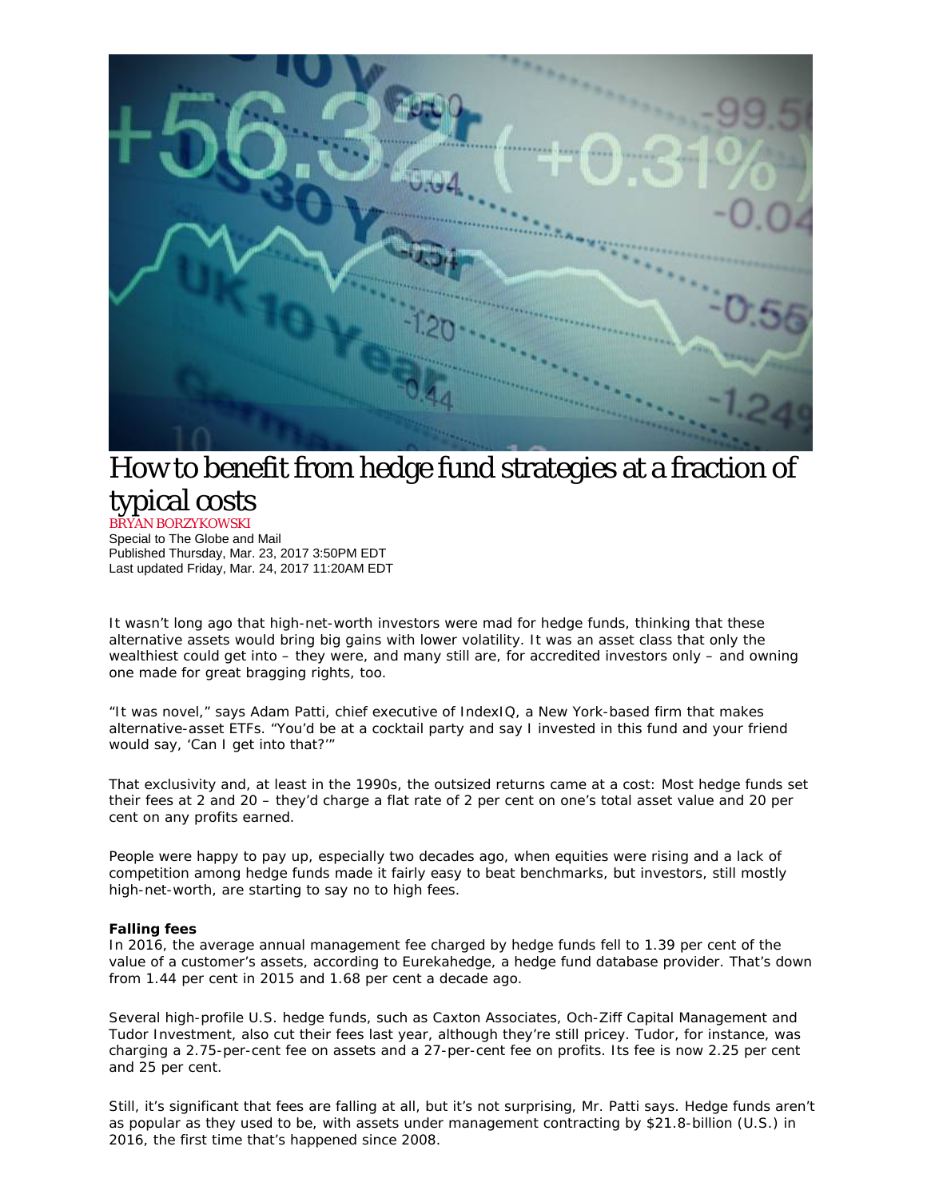# How to benefit from hedge fund strategies at a fraction of typical costs

BRYAN BORZYKOWSKI
Special to The Globe and Mail
Published Thursday, Mar. 23, 2017 3:50PM EDT
Last updated Friday, Mar. 24, 2017 11:20AM EDT

It wasn't long ago that high-net-worth investors were mad for hedge funds, thinking that these alternative assets would bring big gains with lower volatility. It was an asset class that only the wealthiest could get into – they were, and many still are, for accredited investors only – and owning one made for great bragging rights, too.

"It was novel," says Adam Patti, chief executive of IndexIQ, a New York-based firm that makes alternative-asset ETFs. "You'd be at a cocktail party and say I invested in this fund and your friend would say, 'Can I get into that?'"

That exclusivity and, at least in the 1990s, the outsized returns came at a cost: Most hedge funds set their fees at 2 and 20 – they'd charge a flat rate of 2 per cent on one's total asset value and 20 per cent on any profits earned.

People were happy to pay up, especially two decades ago, when equities were rising and a lack of competition among hedge funds made it fairly easy to beat benchmarks, but investors, still mostly high-net-worth, are starting to say no to high fees.

**Falling fees**

In 2016, the average annual management fee charged by hedge funds fell to 1.39 per cent of the value of a customer's assets, according to Eurekahedge, a hedge fund database provider. That's down from 1.44 per cent in 2015 and 1.68 per cent a decade ago.

Several high-profile U.S. hedge funds, such as Caxton Associates, Och-Ziff Capital Management and Tudor Investment, also cut their fees last year, although they're still pricey. Tudor, for instance, was charging a 2.75-per-cent fee on assets and a 27-per-cent fee on profits. Its fee is now 2.25 per cent and 25 per cent.

Still, it's significant that fees are falling at all, but it's not surprising, Mr. Patti says. Hedge funds aren't as popular as they used to be, with assets under management contracting by $21.8-billion (U.S.) in 2016, the first time that's happened since 2008.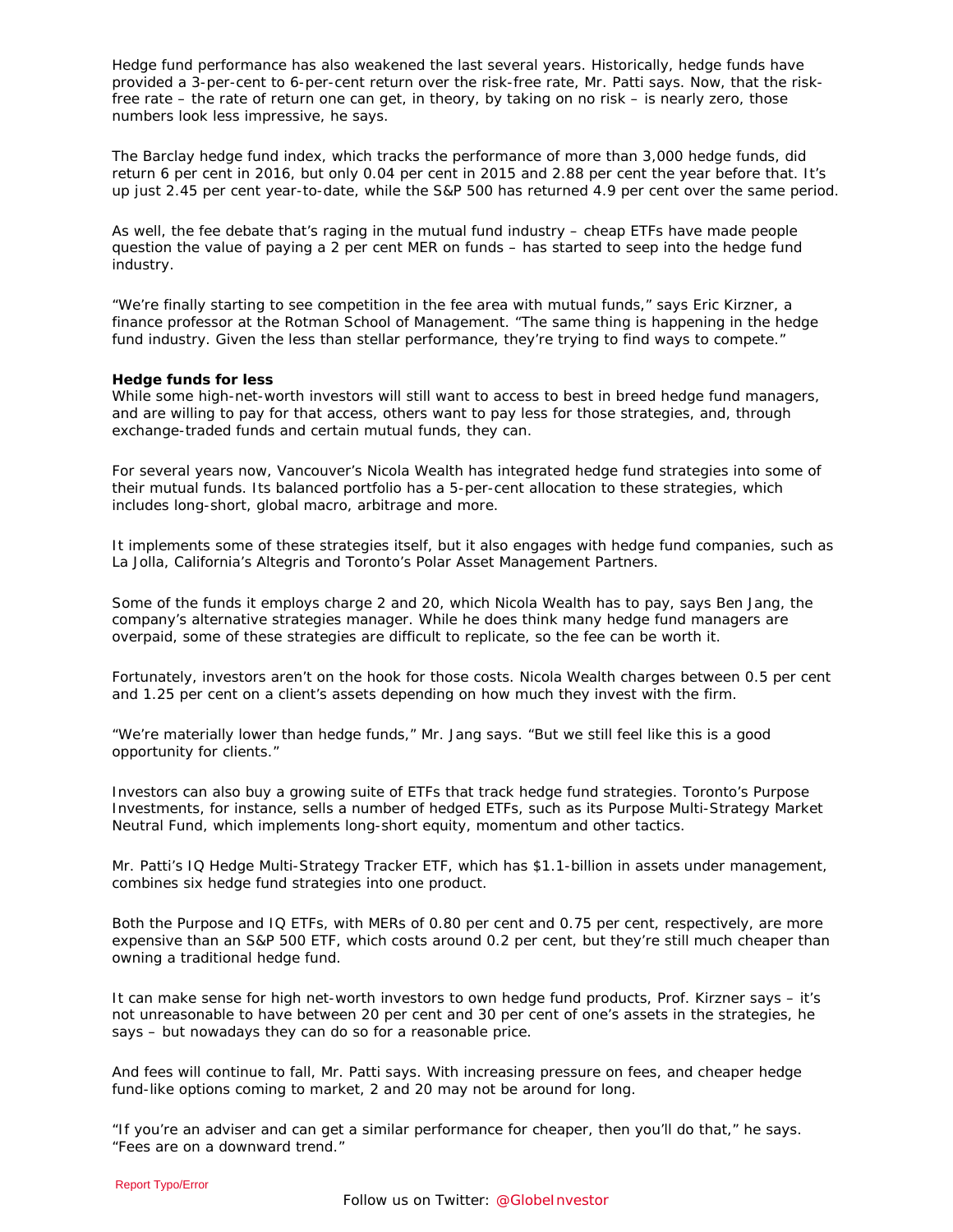Hedge fund performance has also weakened the last several years. Historically, hedge funds have provided a 3-per-cent to 6-per-cent return over the risk-free rate, Mr. Patti says. Now, that the risk-free rate – the rate of return one can get, in theory, by taking on no risk – is nearly zero, those numbers look less impressive, he says.

The Barclay hedge fund index, which tracks the performance of more than 3,000 hedge funds, did return 6 per cent in 2016, but only 0.04 per cent in 2015 and 2.88 per cent the year before that. It's up just 2.45 per cent year-to-date, while the S&P 500 has returned 4.9 per cent over the same period.

As well, the fee debate that's raging in the mutual fund industry – cheap ETFs have made people question the value of paying a 2 per cent MER on funds – has started to seep into the hedge fund industry.

"We're finally starting to see competition in the fee area with mutual funds," says Eric Kirzner, a finance professor at the Rotman School of Management. "The same thing is happening in the hedge fund industry. Given the less than stellar performance, they're trying to find ways to compete."

**Hedge funds for less**

While some high-net-worth investors will still want to access to best in breed hedge fund managers, and are willing to pay for that access, others want to pay less for those strategies, and, through exchange-traded funds and certain mutual funds, they can.

For several years now, Vancouver's Nicola Wealth has integrated hedge fund strategies into some of their mutual funds. Its balanced portfolio has a 5-per-cent allocation to these strategies, which includes long-short, global macro, arbitrage and more.

It implements some of these strategies itself, but it also engages with hedge fund companies, such as La Jolla, California's Altegris and Toronto's Polar Asset Management Partners.

Some of the funds it employs charge 2 and 20, which Nicola Wealth has to pay, says Ben Jang, the company's alternative strategies manager. While he does think many hedge fund managers are overpaid, some of these strategies are difficult to replicate, so the fee can be worth it.

Fortunately, investors aren't on the hook for those costs. Nicola Wealth charges between 0.5 per cent and 1.25 per cent on a client's assets depending on how much they invest with the firm.

"We're materially lower than hedge funds," Mr. Jang says. "But we still feel like this is a good opportunity for clients."

Investors can also buy a growing suite of ETFs that track hedge fund strategies. Toronto's Purpose Investments, for instance, sells a number of hedged ETFs, such as its Purpose Multi-Strategy Market Neutral Fund, which implements long-short equity, momentum and other tactics.

Mr. Patti's IQ Hedge Multi-Strategy Tracker ETF, which has $1.1-billion in assets under management, combines six hedge fund strategies into one product.

Both the Purpose and IQ ETFs, with MERs of 0.80 per cent and 0.75 per cent, respectively, are more expensive than an S&P 500 ETF, which costs around 0.2 per cent, but they're still much cheaper than owning a traditional hedge fund.

It can make sense for high net-worth investors to own hedge fund products, Prof. Kirzner says – it's not unreasonable to have between 20 per cent and 30 per cent of one's assets in the strategies, he says – but nowadays they can do so for a reasonable price.

And fees will continue to fall, Mr. Patti says. With increasing pressure on fees, and cheaper hedge fund-like options coming to market, 2 and 20 may not be around for long.

"If you're an adviser and can get a similar performance for cheaper, then you'll do that," he says. "Fees are on a downward trend."

Report Typo/Error

Follow us on Twitter: @GlobeInvestor